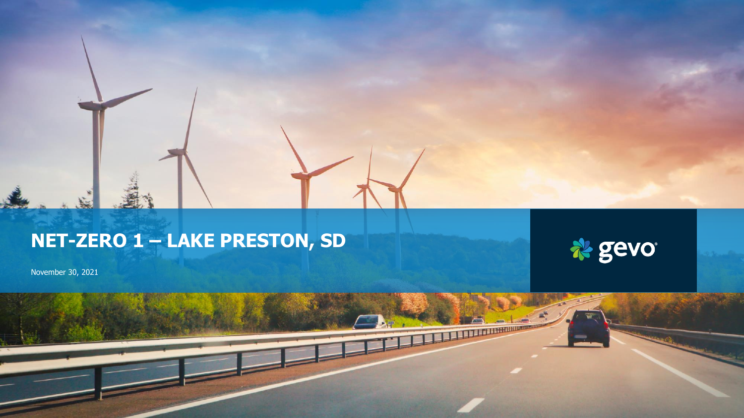# NET-ZERO 1 – LAKE PRESTON, SD

November 30, 2021

gevo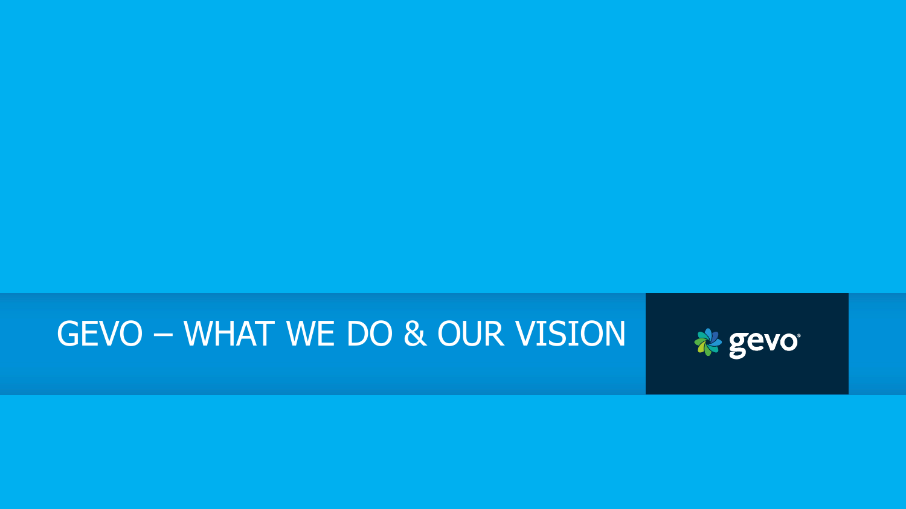# GEVO – WHAT WE DO & OUR VISION

gevo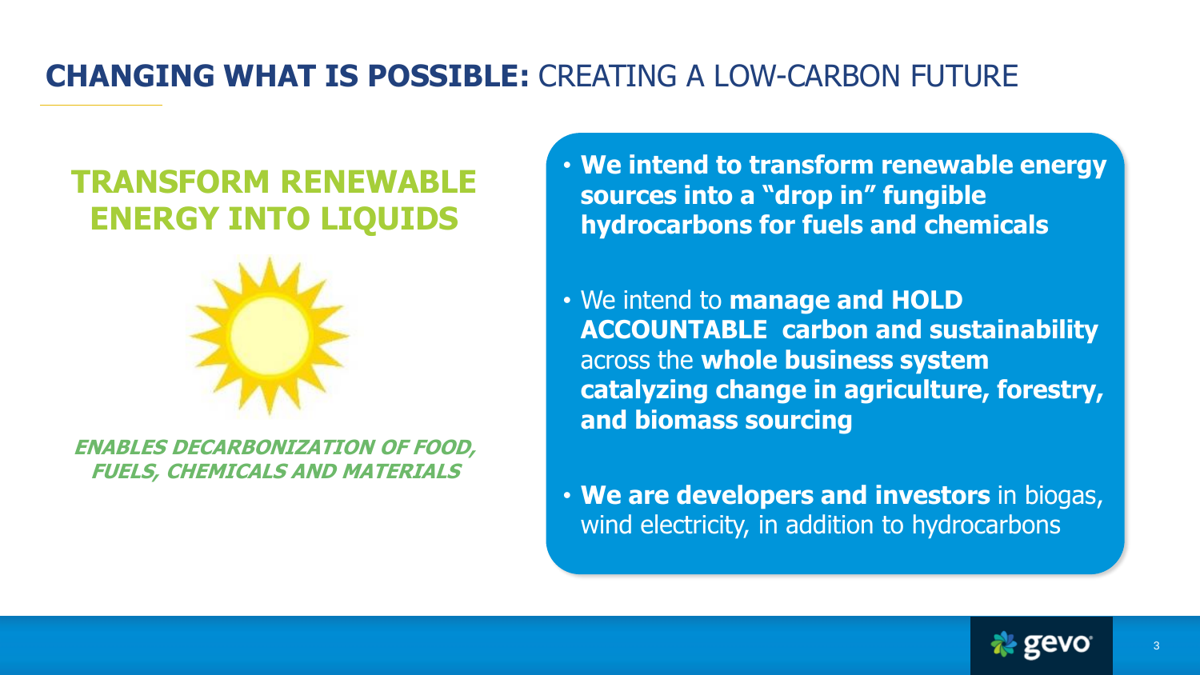# **CHANGING WHAT IS POSSIBLE:** CREATING A LOW-CARBON FUTURE

## TRANSFORM RENEWABLE ENERGY INTO LIQUIDS

***ENABLES DECARBONIZATION OF FOOD, FUELS, CHEMICALS AND MATERIALS***

- **We intend to transform renewable energy sources into a "drop in" fungible hydrocarbons for fuels and chemicals**
- We intend to **manage and HOLD ACCOUNTABLE carbon and sustainability** across the **whole business system catalyzing change in agriculture, forestry, and biomass sourcing**
- **We are developers and investors** in biogas, wind electricity, in addition to hydrocarbons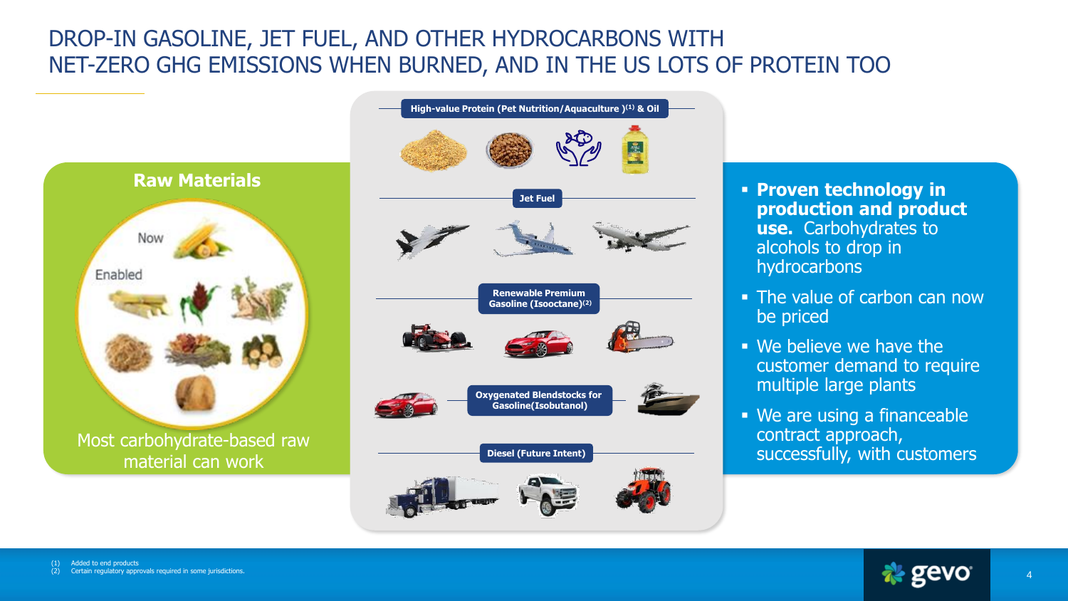# DROP-IN GASOLINE, JET FUEL, AND OTHER HYDROCARBONS WITH NET-ZERO GHG EMISSIONS WHEN BURNED, AND IN THE US LOTS OF PROTEIN TOO

## Raw Materials

Now

Enabled

Most carbohydrate-based raw material can work

**High-value Protein (Pet Nutrition/Aquaculture )[1] & Oil**

**Jet Fuel**

**Renewable Premium Gasoline (Isooctane)[2]**

**Oxygenated Blendstocks for Gasoline(Isobutanol)**

**Diesel (Future Intent)**

- **Proven technology in production and product use.** Carbohydrates to alcohols to drop in hydrocarbons
- The value of carbon can now be priced
- We believe we have the customer demand to require multiple large plants
- We are using a financeable contract approach, successfully, with customers

(1) Added to end products
(2) Certain regulatory approvals required in some jurisdictions.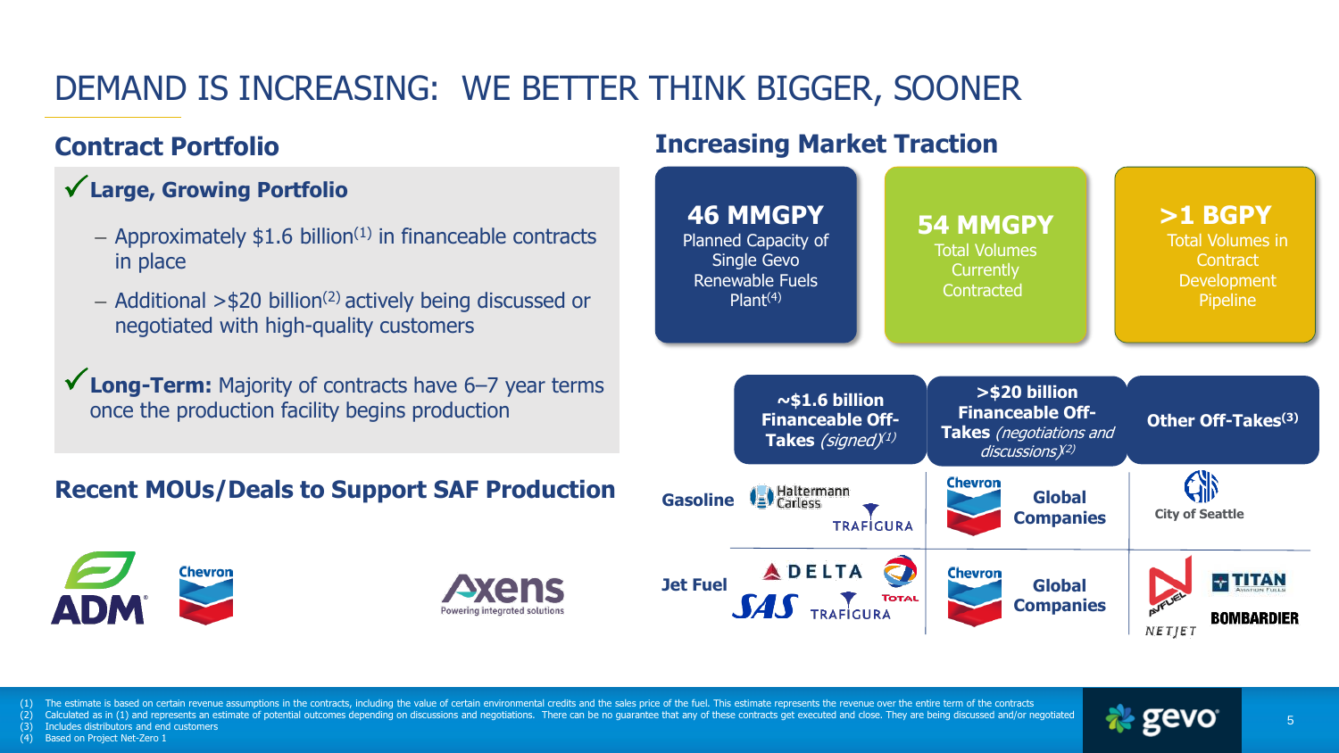# DEMAND IS INCREASING: WE BETTER THINK BIGGER, SOONER

## Contract Portfolio

✓ **Large, Growing Portfolio**

- Approximately $1.6 billion[1] in financeable contracts in place
- Additional >$20 billion[2] actively being discussed or negotiated with high-quality customers

✓ **Long-Term:** Majority of contracts have 6–7 year terms once the production facility begins production

## Recent MOUs/Deals to Support SAF Production

ADM, Chevron, Axens (Powering integrated solutions)

## Increasing Market Traction

**46 MMGPY**
Planned Capacity of Single Gevo Renewable Fuels Plant[4]

**54 MMGPY**
Total Volumes Currently Contracted

**>1 BGPY**
Total Volumes in Contract Development Pipeline

| | **~$1.6 billion Financeable Off-Takes** *(signed)*[1] | **>$20 billion Financeable Off-Takes** *(negotiations and discussions)*[2] | **Other Off-Takes**[3] |
|---|---|---|---|
| **Gasoline** | Haltermann Carless, Trafigura | Chevron, Global Companies | City of Seattle |
| **Jet Fuel** | Delta, Total, SAS, Trafigura | Chevron, Global Companies | AVFUEL, NetJets, Titan Aviation Fuels, Bombardier |

(1) The estimate is based on certain revenue assumptions in the contracts, including the value of certain environmental credits and the sales price of the fuel. This estimate represents the revenue over the entire term of the contracts
(2) Calculated as in (1) and represents an estimate of potential outcomes depending on discussions and negotiations. There can be no guarantee that any of these contracts get executed and close. They are being discussed and/or negotiated
(3) Includes distributors and end customers
(4) Based on Project Net-Zero 1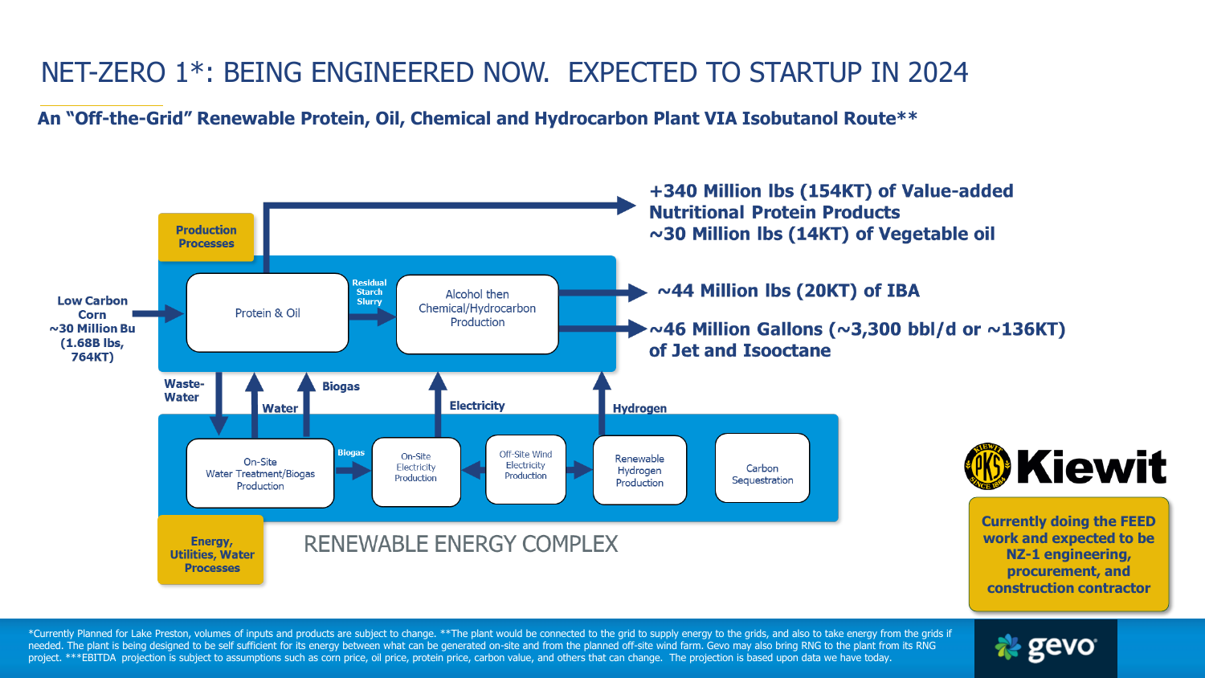# NET-ZERO 1*: BEING ENGINEERED NOW. EXPECTED TO STARTUP IN 2024

**An "Off-the-Grid" Renewable Protein, Oil, Chemical and Hydrocarbon Plant VIA Isobutanol Route****

**Production Processes**

**Low Carbon Corn ~30 Million Bu (1.68B lbs, 764KT)**

Protein & Oil

**Residual Starch Slurry**

Alcohol then Chemical/Hydrocarbon Production

**+340 Million lbs (154KT) of Value-added Nutritional Protein Products**
**~30 Million lbs (14KT) of Vegetable oil**

**~44 Million lbs (20KT) of IBA**

**~46 Million Gallons (~3,300 bbl/d or ~136KT) of Jet and Isooctane**

**Waste-Water**

**Water**

**Biogas**

**Electricity**

**Hydrogen**

On-Site Water Treatment/Biogas Production

**Biogas**

On-Site Electricity Production

Off-Site Wind Electricity Production

Renewable Hydrogen Production

Carbon Sequestration

**Energy, Utilities, Water Processes**

RENEWABLE ENERGY COMPLEX

Kiewit

**Currently doing the FEED work and expected to be NZ-1 engineering, procurement, and construction contractor**

*Currently Planned for Lake Preston, volumes of inputs and products are subject to change. **The plant would be connected to the grid to supply energy to the grids, and also to take energy from the grids if needed. The plant is being designed to be self sufficient for its energy between what can be generated on-site and from the planned off-site wind farm. Gevo may also bring RNG to the plant from its RNG project. ***EBITDA projection is subject to assumptions such as corn price, oil price, protein price, carbon value, and others that can change. The projection is based upon data we have today.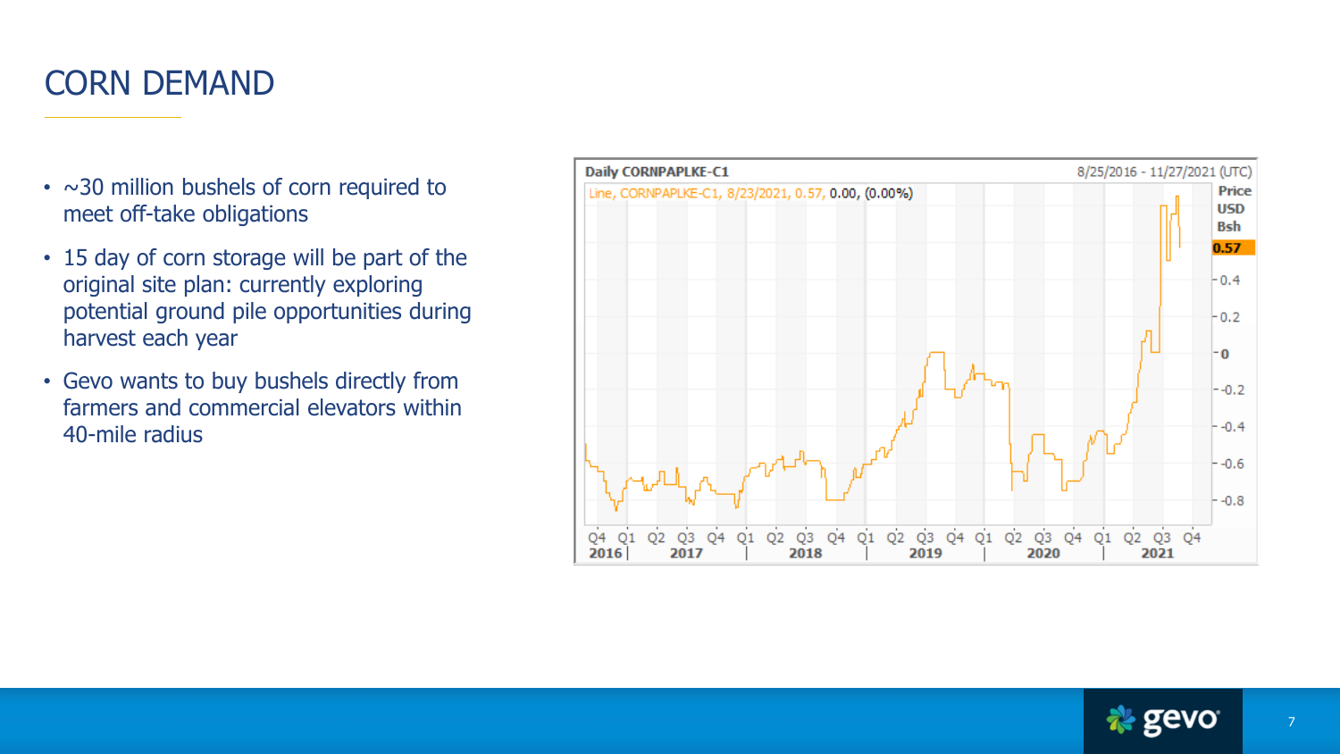# CORN DEMAND

- ~30 million bushels of corn required to meet off-take obligations
- 15 day of corn storage will be part of the original site plan: currently exploring potential ground pile opportunities during harvest each year
- Gevo wants to buy bushels directly from farmers and commercial elevators within 40-mile radius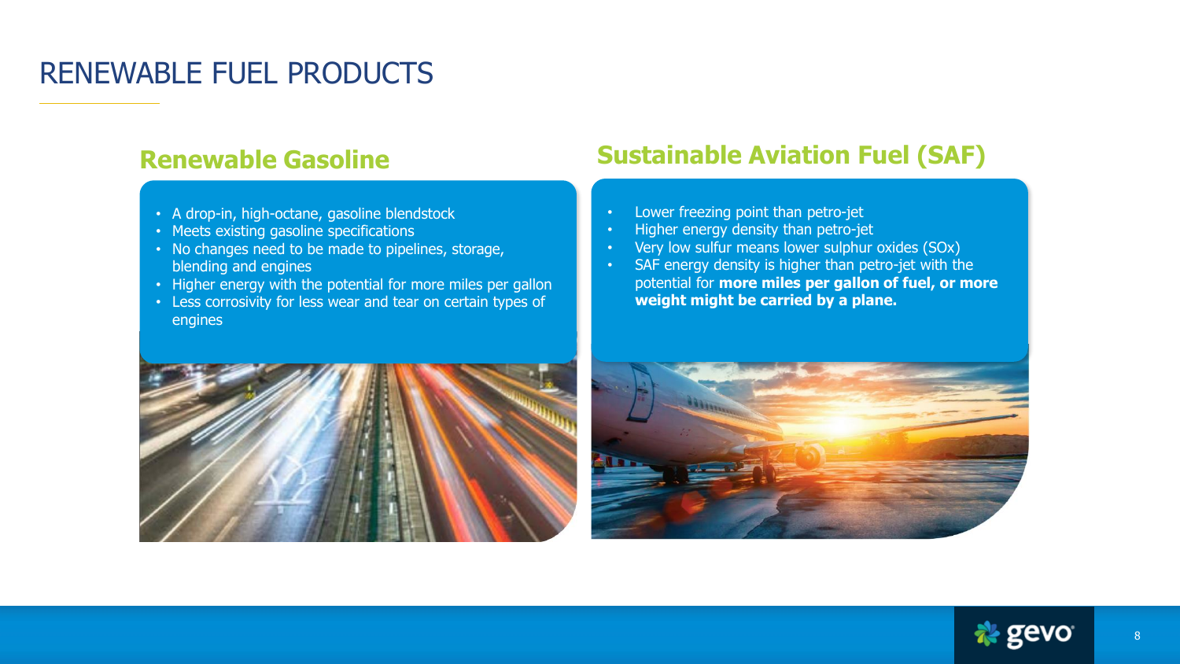# RENEWABLE FUEL PRODUCTS

## Renewable Gasoline

- A drop-in, high-octane, gasoline blendstock
- Meets existing gasoline specifications
- No changes need to be made to pipelines, storage, blending and engines
- Higher energy with the potential for more miles per gallon
- Less corrosivity for less wear and tear on certain types of engines

## Sustainable Aviation Fuel (SAF)

- Lower freezing point than petro-jet
- Higher energy density than petro-jet
- Very low sulfur means lower sulphur oxides (SOx)
- SAF energy density is higher than petro-jet with the potential for **more miles per gallon of fuel, or more weight might be carried by a plane.**